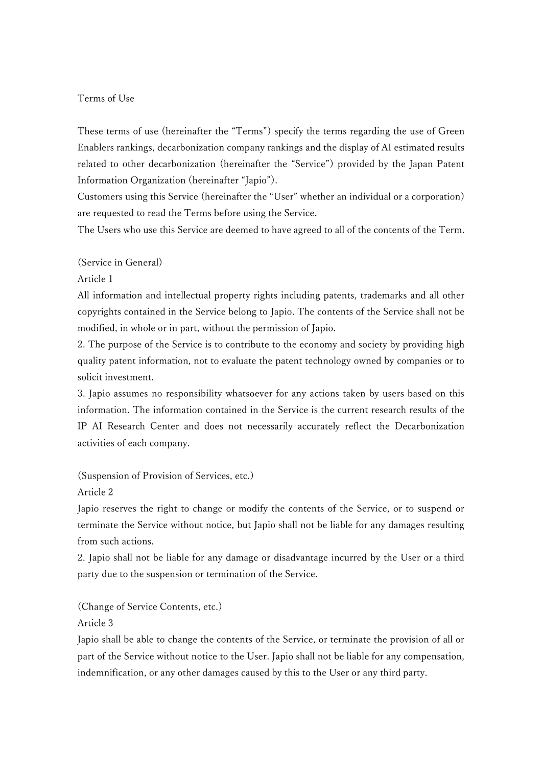# Terms of Use

These terms of use (hereinafter the "Terms") specify the terms regarding the use of Green Enablers rankings, decarbonization company rankings and the display of AI estimated results related to other decarbonization (hereinafter the "Service") provided by the Japan Patent Information Organization (hereinafter "Japio").

Customers using this Service (hereinafter the "User" whether an individual or a corporation) are requested to read the Terms before using the Service.

The Users who use this Service are deemed to have agreed to all of the contents of the Term.

(Service in General)

Article 1

All information and intellectual property rights including patents, trademarks and all other copyrights contained in the Service belong to Japio. The contents of the Service shall not be modified, in whole or in part, without the permission of Japio.

2. The purpose of the Service is to contribute to the economy and society by providing high quality patent information, not to evaluate the patent technology owned by companies or to solicit investment.

3. Japio assumes no responsibility whatsoever for any actions taken by users based on this information. The information contained in the Service is the current research results of the IP AI Research Center and does not necessarily accurately reflect the Decarbonization activities of each company.

(Suspension of Provision of Services, etc.)

Article 2

Japio reserves the right to change or modify the contents of the Service, or to suspend or terminate the Service without notice, but Japio shall not be liable for any damages resulting from such actions.

2. Japio shall not be liable for any damage or disadvantage incurred by the User or a third party due to the suspension or termination of the Service.

(Change of Service Contents, etc.)

Article 3

Japio shall be able to change the contents of the Service, or terminate the provision of all or part of the Service without notice to the User. Japio shall not be liable for any compensation, indemnification, or any other damages caused by this to the User or any third party.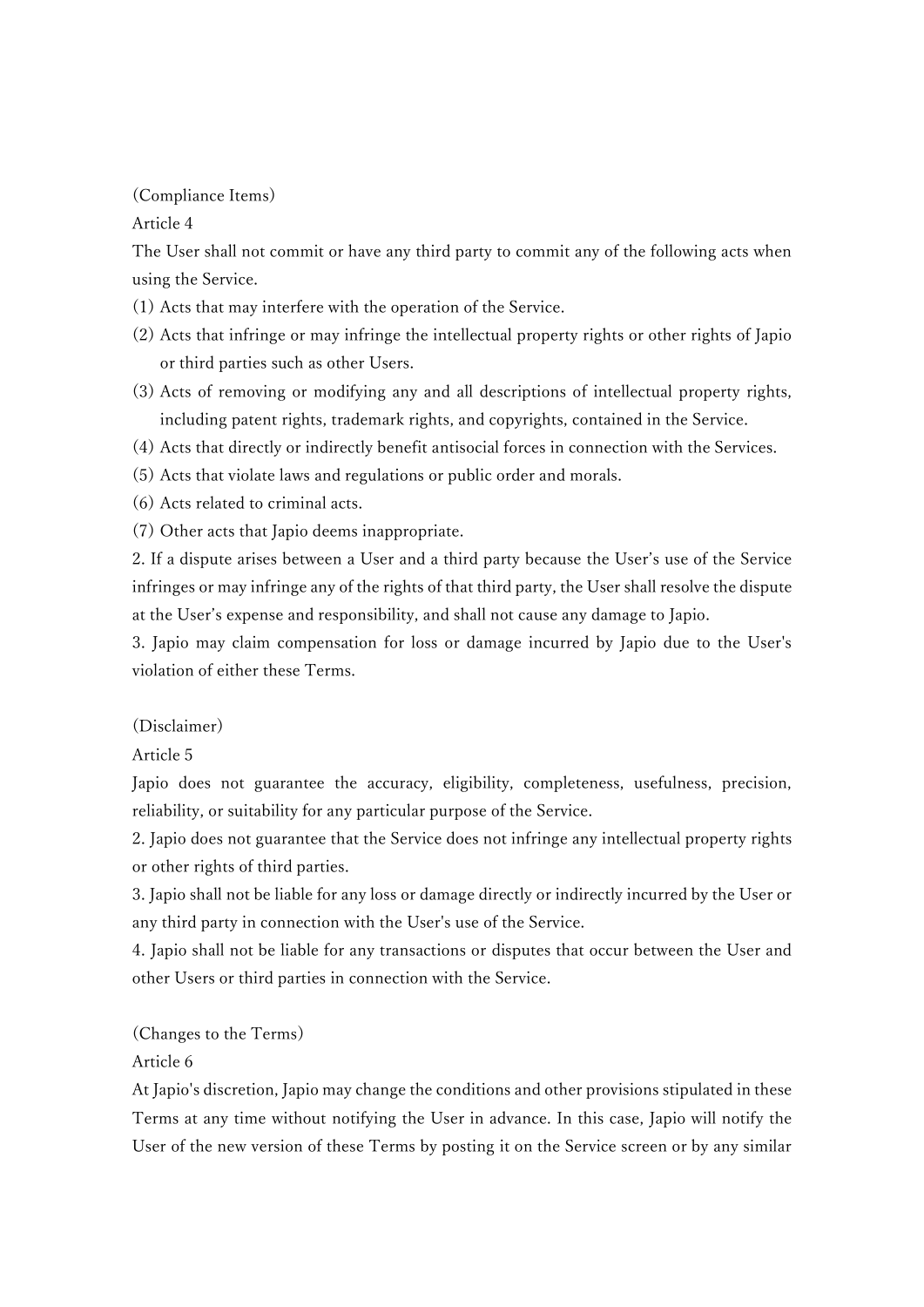(Compliance Items)

Article 4

The User shall not commit or have any third party to commit any of the following acts when using the Service.

(1) Acts that may interfere with the operation of the Service.

(2) Acts that infringe or may infringe the intellectual property rights or other rights of Japio or third parties such as other Users.

(3) Acts of removing or modifying any and all descriptions of intellectual property rights, including patent rights, trademark rights, and copyrights, contained in the Service.

(4) Acts that directly or indirectly benefit antisocial forces in connection with the Services.

(5) Acts that violate laws and regulations or public order and morals.

(6) Acts related to criminal acts.

(7) Other acts that Japio deems inappropriate.

2. If a dispute arises between a User and a third party because the User's use of the Service infringes or may infringe any of the rights of that third party, the User shall resolve the dispute at the User's expense and responsibility, and shall not cause any damage to Japio.

3. Japio may claim compensation for loss or damage incurred by Japio due to the User's violation of either these Terms.

(Disclaimer)

Article 5

Japio does not guarantee the accuracy, eligibility, completeness, usefulness, precision, reliability, or suitability for any particular purpose of the Service.

2. Japio does not guarantee that the Service does not infringe any intellectual property rights or other rights of third parties.

3. Japio shall not be liable for any loss or damage directly or indirectly incurred by the User or any third party in connection with the User's use of the Service.

4. Japio shall not be liable for any transactions or disputes that occur between the User and other Users or third parties in connection with the Service.

(Changes to the Terms)

Article 6

At Japio's discretion, Japio may change the conditions and other provisions stipulated in these Terms at any time without notifying the User in advance. In this case, Japio will notify the User of the new version of these Terms by posting it on the Service screen or by any similar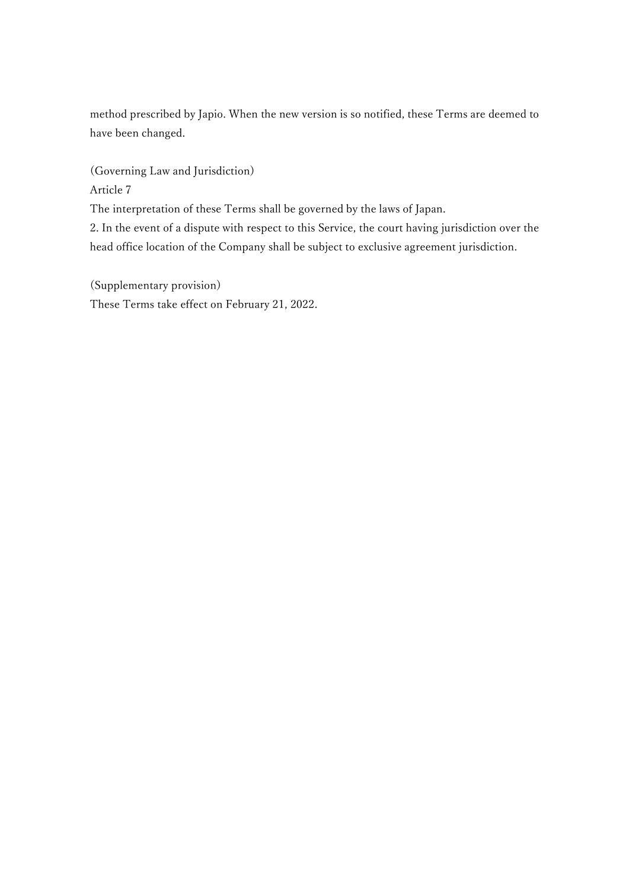method prescribed by Japio. When the new version is so notified, these Terms are deemed to have been changed.

(Governing Law and Jurisdiction)
Article 7
The interpretation of these Terms shall be governed by the laws of Japan.
2. In the event of a dispute with respect to this Service, the court having jurisdiction over the head office location of the Company shall be subject to exclusive agreement jurisdiction.

(Supplementary provision)
These Terms take effect on February 21, 2022.